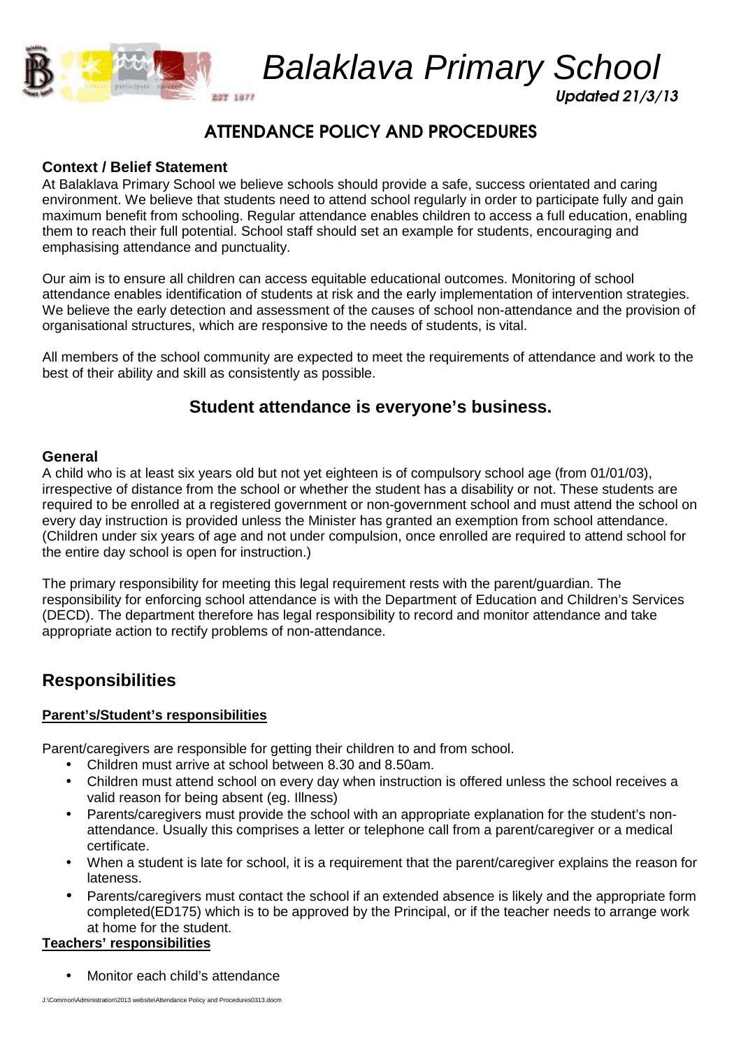# Balaklava Primary School

*Updated 21/3/13*

## ATTENDANCE POLICY AND PROCEDURES

### Context / Belief Statement

At Balaklava Primary School we believe schools should provide a safe, success orientated and caring environment. We believe that students need to attend school regularly in order to participate fully and gain maximum benefit from schooling. Regular attendance enables children to access a full education, enabling them to reach their full potential. School staff should set an example for students, encouraging and emphasising attendance and punctuality.

Our aim is to ensure all children can access equitable educational outcomes. Monitoring of school attendance enables identification of students at risk and the early implementation of intervention strategies. We believe the early detection and assessment of the causes of school non-attendance and the provision of organisational structures, which are responsive to the needs of students, is vital.

All members of the school community are expected to meet the requirements of attendance and work to the best of their ability and skill as consistently as possible.

**Student attendance is everyone's business.**

### General

A child who is at least six years old but not yet eighteen is of compulsory school age (from 01/01/03), irrespective of distance from the school or whether the student has a disability or not. These students are required to be enrolled at a registered government or non-government school and must attend the school on every day instruction is provided unless the Minister has granted an exemption from school attendance. (Children under six years of age and not under compulsion, once enrolled are required to attend school for the entire day school is open for instruction.)

The primary responsibility for meeting this legal requirement rests with the parent/guardian. The responsibility for enforcing school attendance is with the Department of Education and Children's Services (DECD). The department therefore has legal responsibility to record and monitor attendance and take appropriate action to rectify problems of non-attendance.

## Responsibilities

**Parent's/Student's responsibilities**

Parent/caregivers are responsible for getting their children to and from school.

- Children must arrive at school between 8.30 and 8.50am.
- Children must attend school on every day when instruction is offered unless the school receives a valid reason for being absent (eg. Illness)
- Parents/caregivers must provide the school with an appropriate explanation for the student's non-attendance. Usually this comprises a letter or telephone call from a parent/caregiver or a medical certificate.
- When a student is late for school, it is a requirement that the parent/caregiver explains the reason for lateness.
- Parents/caregivers must contact the school if an extended absence is likely and the appropriate form completed(ED175) which is to be approved by the Principal, or if the teacher needs to arrange work at home for the student.

**Teachers' responsibilities**

- Monitor each child's attendance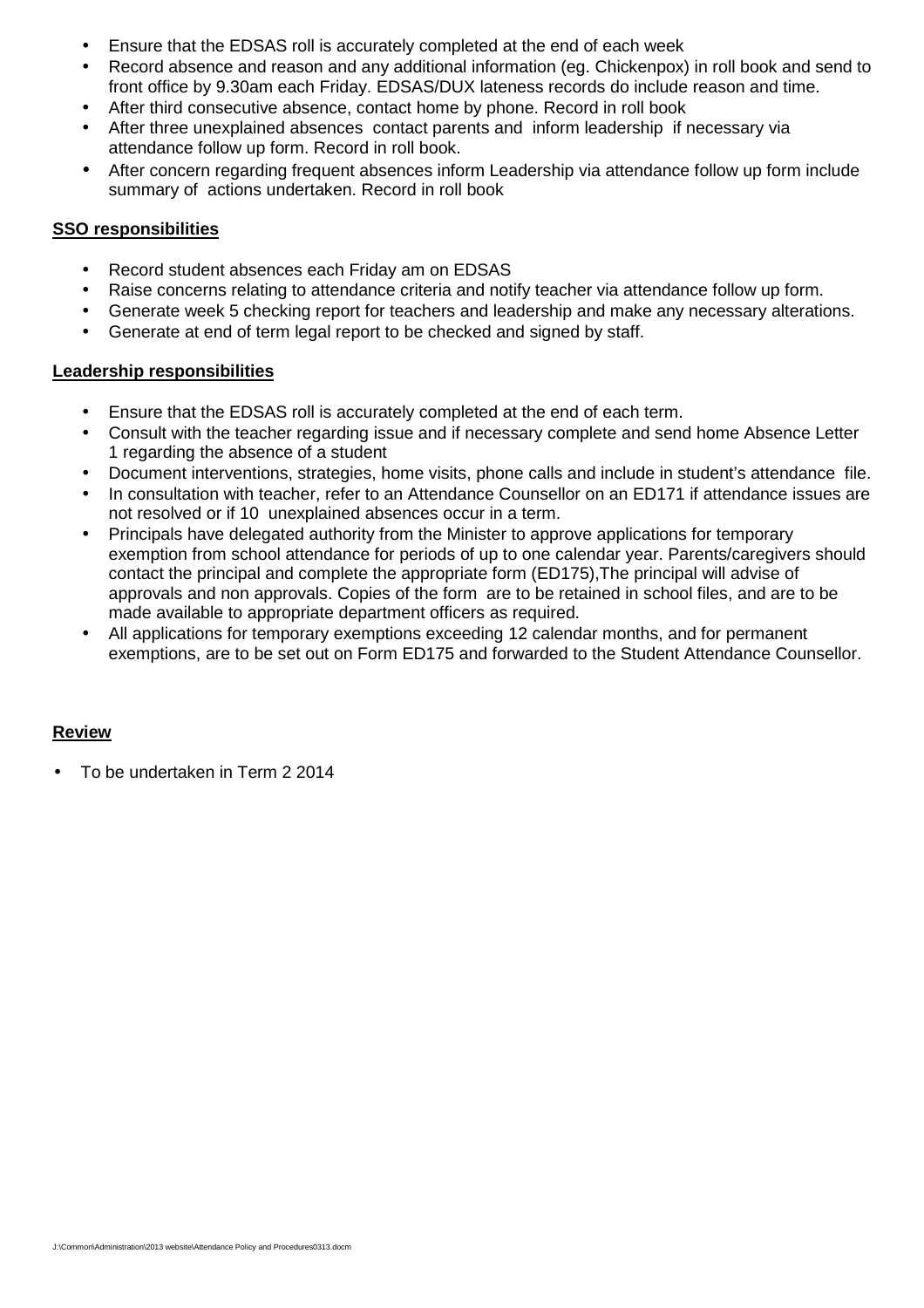- Ensure that the EDSAS roll is accurately completed at the end of each week
- Record absence and reason and any additional information (eg. Chickenpox) in roll book and send to front office by 9.30am each Friday. EDSAS/DUX lateness records do include reason and time.
- After third consecutive absence, contact home by phone. Record in roll book
- After three unexplained absences contact parents and inform leadership if necessary via attendance follow up form. Record in roll book.
- After concern regarding frequent absences inform Leadership via attendance follow up form include summary of actions undertaken. Record in roll book

**SSO responsibilities**

- Record student absences each Friday am on EDSAS
- Raise concerns relating to attendance criteria and notify teacher via attendance follow up form.
- Generate week 5 checking report for teachers and leadership and make any necessary alterations.
- Generate at end of term legal report to be checked and signed by staff.

**Leadership responsibilities**

- Ensure that the EDSAS roll is accurately completed at the end of each term.
- Consult with the teacher regarding issue and if necessary complete and send home Absence Letter 1 regarding the absence of a student
- Document interventions, strategies, home visits, phone calls and include in student's attendance file.
- In consultation with teacher, refer to an Attendance Counsellor on an ED171 if attendance issues are not resolved or if 10 unexplained absences occur in a term.
- Principals have delegated authority from the Minister to approve applications for temporary exemption from school attendance for periods of up to one calendar year. Parents/caregivers should contact the principal and complete the appropriate form (ED175),The principal will advise of approvals and non approvals. Copies of the form are to be retained in school files, and are to be made available to appropriate department officers as required.
- All applications for temporary exemptions exceeding 12 calendar months, and for permanent exemptions, are to be set out on Form ED175 and forwarded to the Student Attendance Counsellor.

**Review**

- To be undertaken in Term 2 2014